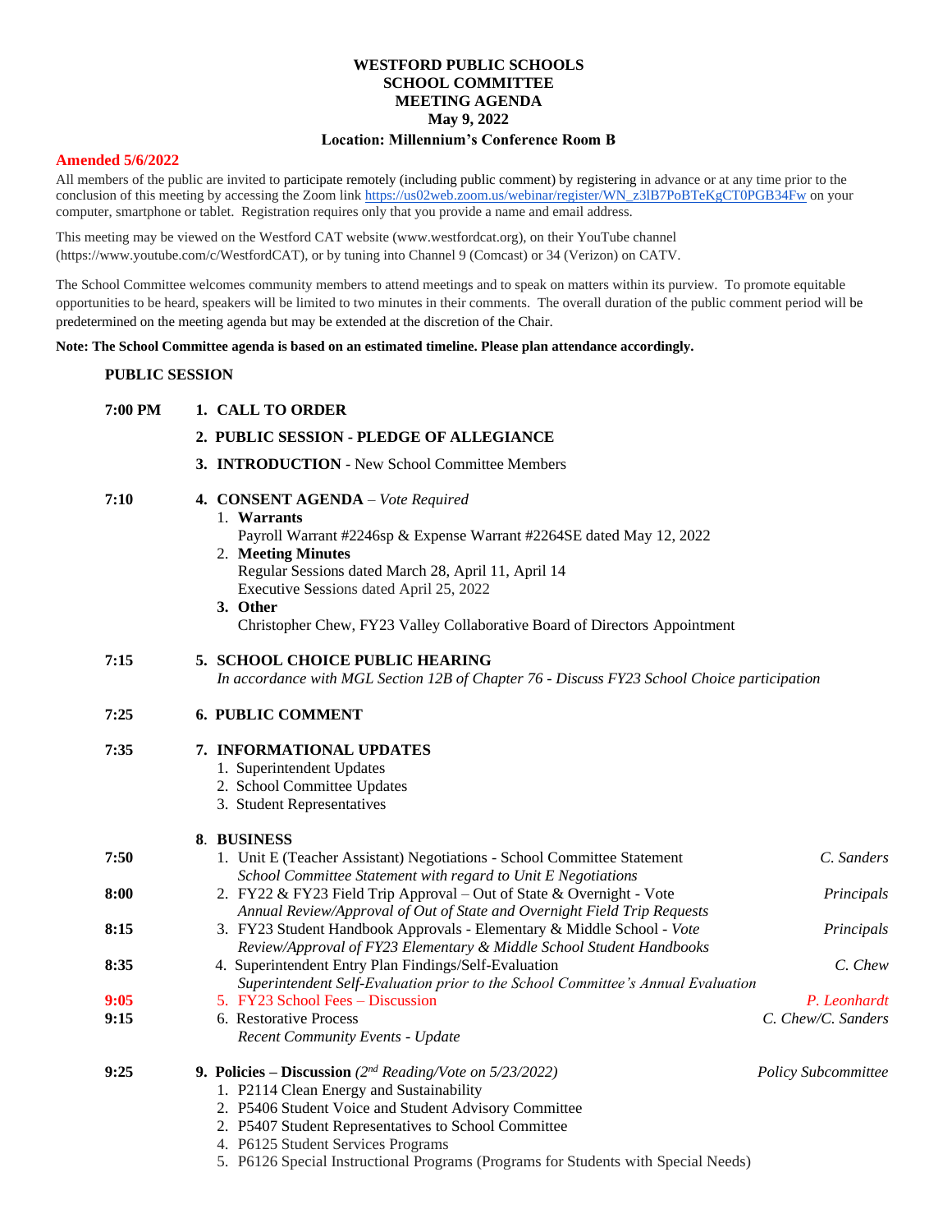# WESTFORD PUBLIC SCHOOLS
# SCHOOL COMMITTEE
# MEETING AGENDA
## May 9, 2022
### Location: Millennium's Conference Room B

**Amended 5/6/2022**

All members of the public are invited to participate remotely (including public comment) by registering in advance or at any time prior to the conclusion of this meeting by accessing the Zoom link https://us02web.zoom.us/webinar/register/WN_z3lB7PoBTeKgCT0PGB34Fw on your computer, smartphone or tablet. Registration requires only that you provide a name and email address.

This meeting may be viewed on the Westford CAT website (www.westfordcat.org), on their YouTube channel (https://www.youtube.com/c/WestfordCAT), or by tuning into Channel 9 (Comcast) or 34 (Verizon) on CATV.

The School Committee welcomes community members to attend meetings and to speak on matters within its purview. To promote equitable opportunities to be heard, speakers will be limited to two minutes in their comments. The overall duration of the public comment period will be predetermined on the meeting agenda but may be extended at the discretion of the Chair.

**Note: The School Committee agenda is based on an estimated timeline. Please plan attendance accordingly.**

**PUBLIC SESSION**

**7:00 PM** — **1. CALL TO ORDER**

**2. PUBLIC SESSION - PLEDGE OF ALLEGIANCE**

**3. INTRODUCTION** - New School Committee Members

**7:10** — **4. CONSENT AGENDA** – *Vote Required*

1. **Warrants**
   Payroll Warrant #2246sp & Expense Warrant #2264SE dated May 12, 2022
2. **Meeting Minutes**
   Regular Sessions dated March 28, April 11, April 14
   Executive Sessions dated April 25, 2022
3. **Other**
   Christopher Chew, FY23 Valley Collaborative Board of Directors Appointment

**7:15** — **5. SCHOOL CHOICE PUBLIC HEARING**
*In accordance with MGL Section 12B of Chapter 76 - Discuss FY23 School Choice participation*

**7:25** — **6. PUBLIC COMMENT**

**7:35** — **7. INFORMATIONAL UPDATES**

1. Superintendent Updates
2. School Committee Updates
3. Student Representatives

**8. BUSINESS**

| Time | Item | Presenter |
|---|---|---|
| 7:50 | 1. Unit E (Teacher Assistant) Negotiations - School Committee Statement<br>*School Committee Statement with regard to Unit E Negotiations* | *C. Sanders* |
| 8:00 | 2. FY22 & FY23 Field Trip Approval – Out of State & Overnight - Vote<br>*Annual Review/Approval of Out of State and Overnight Field Trip Requests* | *Principals* |
| 8:15 | 3. FY23 Student Handbook Approvals - Elementary & Middle School - *Vote*<br>*Review/Approval of FY23 Elementary & Middle School Student Handbooks* | *Principals* |
| 8:35 | 4. Superintendent Entry Plan Findings/Self-Evaluation<br>*Superintendent Self-Evaluation prior to the School Committee's Annual Evaluation* | *C. Chew* |
| 9:05 | 5. FY23 School Fees – Discussion | *P. Leonhardt* |
| 9:15 | 6. Restorative Process<br>*Recent Community Events - Update* | *C. Chew/C. Sanders* |

**9:25** — **9. Policies – Discussion** *(2nd Reading/Vote on 5/23/2022)* — *Policy Subcommittee*

1. P2114 Clean Energy and Sustainability
2. P5406 Student Voice and Student Advisory Committee
2. P5407 Student Representatives to School Committee
4. P6125 Student Services Programs
5. P6126 Special Instructional Programs (Programs for Students with Special Needs)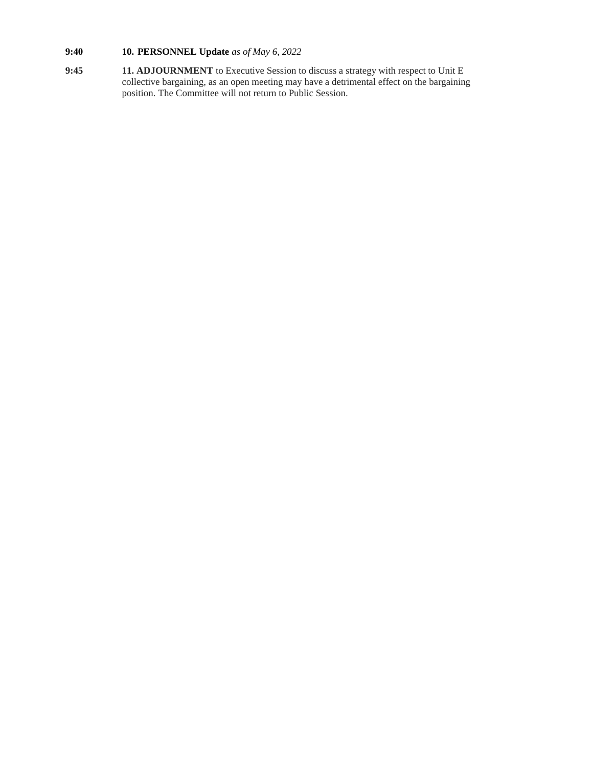**9:40** **10. PERSONNEL Update** *as of May 6, 2022*

**9:45** **11. ADJOURNMENT** to Executive Session to discuss a strategy with respect to Unit E collective bargaining, as an open meeting may have a detrimental effect on the bargaining position. The Committee will not return to Public Session.